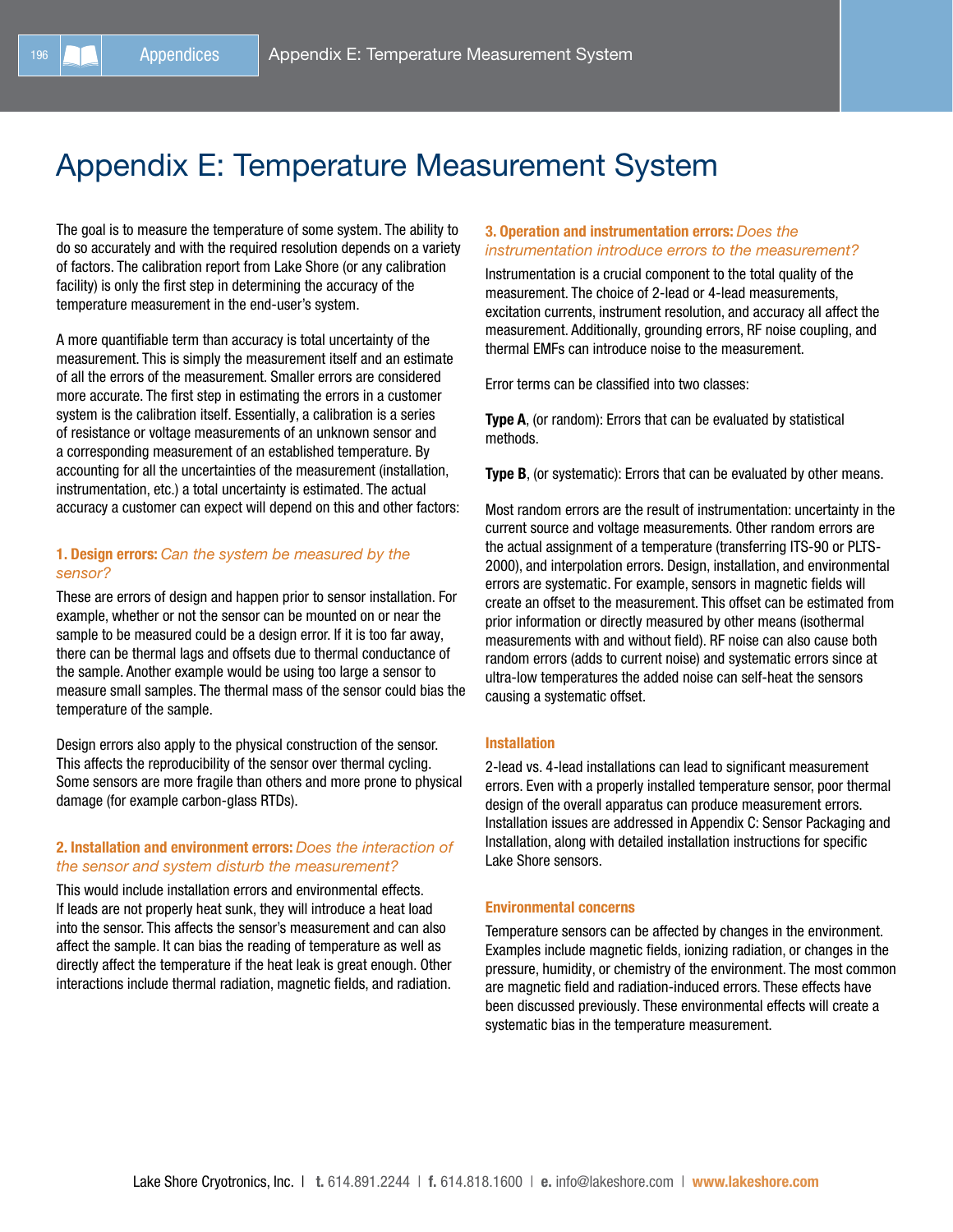# Appendix E: Temperature Measurement System

The goal is to measure the temperature of some system. The ability to do so accurately and with the required resolution depends on a variety of factors. The calibration report from Lake Shore (or any calibration facility) is only the first step in determining the accuracy of the temperature measurement in the end-user's system.

A more quantifiable term than accuracy is total uncertainty of the measurement. This is simply the measurement itself and an estimate of all the errors of the measurement. Smaller errors are considered more accurate. The first step in estimating the errors in a customer system is the calibration itself. Essentially, a calibration is a series of resistance or voltage measurements of an unknown sensor and a corresponding measurement of an established temperature. By accounting for all the uncertainties of the measurement (installation, instrumentation, etc.) a total uncertainty is estimated. The actual accuracy a customer can expect will depend on this and other factors:

### 1. Design errors: *Can the system be measured by the sensor?*

These are errors of design and happen prior to sensor installation. For example, whether or not the sensor can be mounted on or near the sample to be measured could be a design error. If it is too far away, there can be thermal lags and offsets due to thermal conductance of the sample. Another example would be using too large a sensor to measure small samples. The thermal mass of the sensor could bias the temperature of the sample.

Design errors also apply to the physical construction of the sensor. This affects the reproducibility of the sensor over thermal cycling. Some sensors are more fragile than others and more prone to physical damage (for example carbon-glass RTDs).

### 2. Installation and environment errors: *Does the interaction of the sensor and system disturb the measurement?*

This would include installation errors and environmental effects. If leads are not properly heat sunk, they will introduce a heat load into the sensor. This affects the sensor's measurement and can also affect the sample. It can bias the reading of temperature as well as directly affect the temperature if the heat leak is great enough. Other interactions include thermal radiation, magnetic fields, and radiation.

### 3. Operation and instrumentation errors: *Does the instrumentation introduce errors to the measurement?*

Instrumentation is a crucial component to the total quality of the measurement. The choice of 2-lead or 4-lead measurements, excitation currents, instrument resolution, and accuracy all affect the measurement. Additionally, grounding errors, RF noise coupling, and thermal EMFs can introduce noise to the measurement.

Error terms can be classified into two classes:

**Type A**, (or random): Errors that can be evaluated by statistical methods.

**Type B**, (or systematic): Errors that can be evaluated by other means.

Most random errors are the result of instrumentation: uncertainty in the current source and voltage measurements. Other random errors are the actual assignment of a temperature (transferring ITS-90 or PLTS-2000), and interpolation errors. Design, installation, and environmental errors are systematic. For example, sensors in magnetic fields will create an offset to the measurement. This offset can be estimated from prior information or directly measured by other means (isothermal measurements with and without field). RF noise can also cause both random errors (adds to current noise) and systematic errors since at ultra-low temperatures the added noise can self-heat the sensors causing a systematic offset.

#### Installation

2-lead vs. 4-lead installations can lead to significant measurement errors. Even with a properly installed temperature sensor, poor thermal design of the overall apparatus can produce measurement errors. Installation issues are addressed in Appendix C: Sensor Packaging and Installation, along with detailed installation instructions for specific Lake Shore sensors.

#### Environmental concerns

Temperature sensors can be affected by changes in the environment. Examples include magnetic fields, ionizing radiation, or changes in the pressure, humidity, or chemistry of the environment. The most common are magnetic field and radiation-induced errors. These effects have been discussed previously. These environmental effects will create a systematic bias in the temperature measurement.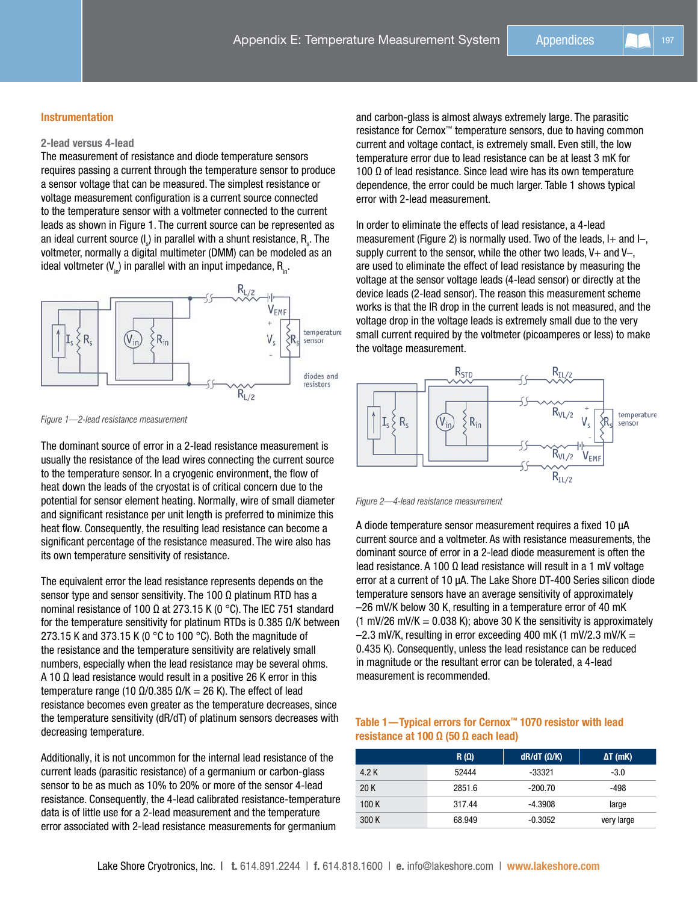## Instrumentation

### 2-lead versus 4-lead

The measurement of resistance and diode temperature sensors requires passing a current through the temperature sensor to produce a sensor voltage that can be measured. The simplest resistance or voltage measurement configuration is a current source connected to the temperature sensor with a voltmeter connected to the current leads as shown in Figure 1. The current source can be represented as an ideal current source ($I_s$) in parallel with a shunt resistance, $R_s$. The voltmeter, normally a digital multimeter (DMM) can be modeled as an ideal voltmeter ($V_{in}$) in parallel with an input impedance, $R_{in}$.

*Figure 1—2-lead resistance measurement*

The dominant source of error in a 2-lead resistance measurement is usually the resistance of the lead wires connecting the current source to the temperature sensor. In a cryogenic environment, the flow of heat down the leads of the cryostat is of critical concern due to the potential for sensor element heating. Normally, wire of small diameter and significant resistance per unit length is preferred to minimize this heat flow. Consequently, the resulting lead resistance can become a significant percentage of the resistance measured. The wire also has its own temperature sensitivity of resistance.

The equivalent error the lead resistance represents depends on the sensor type and sensor sensitivity. The 100 Ω platinum RTD has a nominal resistance of 100 Ω at 273.15 K (0 °C). The IEC 751 standard for the temperature sensitivity for platinum RTDs is 0.385 Ω/K between 273.15 K and 373.15 K (0 °C to 100 °C). Both the magnitude of the resistance and the temperature sensitivity are relatively small numbers, especially when the lead resistance may be several ohms. A 10 Ω lead resistance would result in a positive 26 K error in this temperature range (10 Ω/0.385 Ω/K = 26 K). The effect of lead resistance becomes even greater as the temperature decreases, since the temperature sensitivity (dR/dT) of platinum sensors decreases with decreasing temperature.

Additionally, it is not uncommon for the internal lead resistance of the current leads (parasitic resistance) of a germanium or carbon-glass sensor to be as much as 10% to 20% or more of the sensor 4-lead resistance. Consequently, the 4-lead calibrated resistance-temperature data is of little use for a 2-lead measurement and the temperature error associated with 2-lead resistance measurements for germanium and carbon-glass is almost always extremely large. The parasitic resistance for Cernox™ temperature sensors, due to having common current and voltage contact, is extremely small. Even still, the low temperature error due to lead resistance can be at least 3 mK for 100 Ω of lead resistance. Since lead wire has its own temperature dependence, the error could be much larger. Table 1 shows typical error with 2-lead measurement.

In order to eliminate the effects of lead resistance, a 4-lead measurement (Figure 2) is normally used. Two of the leads, I+ and I–, supply current to the sensor, while the other two leads, V+ and V–, are used to eliminate the effect of lead resistance by measuring the voltage at the sensor voltage leads (4-lead sensor) or directly at the device leads (2-lead sensor). The reason this measurement scheme works is that the IR drop in the current leads is not measured, and the voltage drop in the voltage leads is extremely small due to the very small current required by the voltmeter (picoamperes or less) to make the voltage measurement.

*Figure 2—4-lead resistance measurement*

A diode temperature sensor measurement requires a fixed 10 µA current source and a voltmeter. As with resistance measurements, the dominant source of error in a 2-lead diode measurement is often the lead resistance. A 100 Ω lead resistance will result in a 1 mV voltage error at a current of 10 µA. The Lake Shore DT-400 Series silicon diode temperature sensors have an average sensitivity of approximately –26 mV/K below 30 K, resulting in a temperature error of 40 mK (1 mV/26 mV/K = 0.038 K); above 30 K the sensitivity is approximately –2.3 mV/K, resulting in error exceeding 400 mK (1 mV/2.3 mV/K = 0.435 K). Consequently, unless the lead resistance can be reduced in magnitude or the resultant error can be tolerated, a 4-lead measurement is recommended.

**Table 1—Typical errors for Cernox™ 1070 resistor with lead resistance at 100 Ω (50 Ω each lead)**

| | R (Ω) | dR/dT (Ω/K) | ΔT (mK) |
|---|---|---|---|
| 4.2 K | 52444 | -33321 | -3.0 |
| 20 K | 2851.6 | -200.70 | -498 |
| 100 K | 317.44 | -4.3908 | large |
| 300 K | 68.949 | -0.3052 | very large |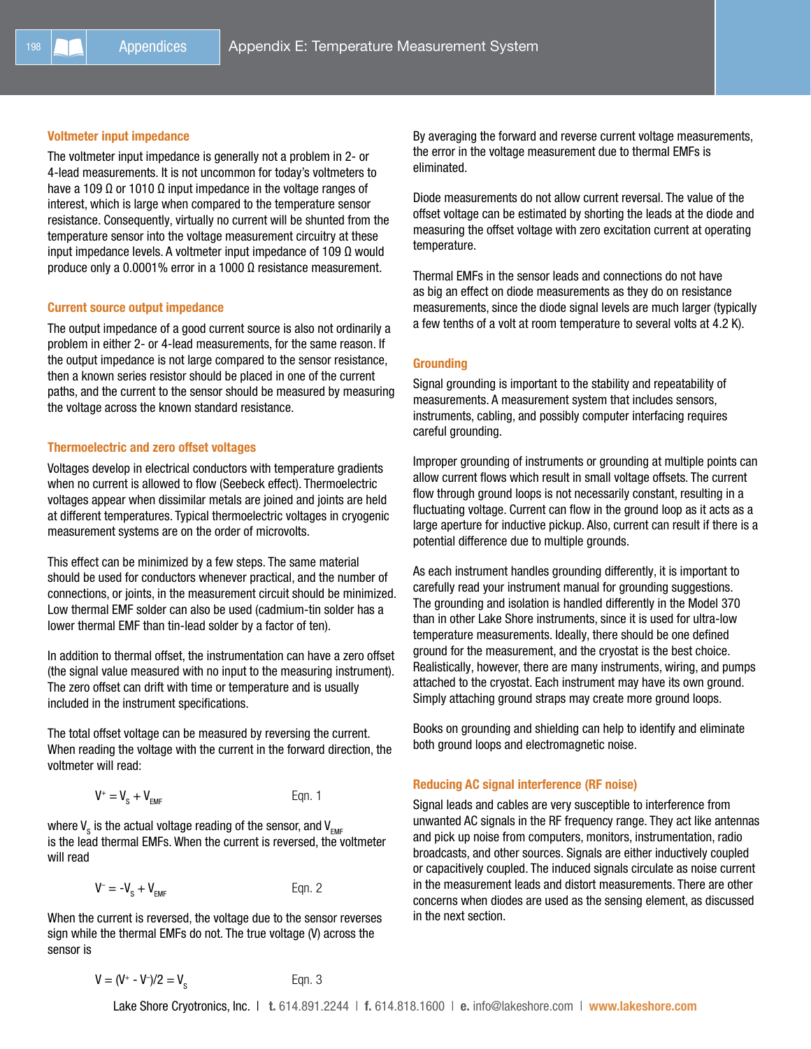### Voltmeter input impedance

The voltmeter input impedance is generally not a problem in 2- or 4-lead measurements. It is not uncommon for today's voltmeters to have a 109 Ω or 1010 Ω input impedance in the voltage ranges of interest, which is large when compared to the temperature sensor resistance. Consequently, virtually no current will be shunted from the temperature sensor into the voltage measurement circuitry at these input impedance levels. A voltmeter input impedance of 109 Ω would produce only a 0.0001% error in a 1000 Ω resistance measurement.

### Current source output impedance

The output impedance of a good current source is also not ordinarily a problem in either 2- or 4-lead measurements, for the same reason. If the output impedance is not large compared to the sensor resistance, then a known series resistor should be placed in one of the current paths, and the current to the sensor should be measured by measuring the voltage across the known standard resistance.

### Thermoelectric and zero offset voltages

Voltages develop in electrical conductors with temperature gradients when no current is allowed to flow (Seebeck effect). Thermoelectric voltages appear when dissimilar metals are joined and joints are held at different temperatures. Typical thermoelectric voltages in cryogenic measurement systems are on the order of microvolts.

This effect can be minimized by a few steps. The same material should be used for conductors whenever practical, and the number of connections, or joints, in the measurement circuit should be minimized. Low thermal EMF solder can also be used (cadmium-tin solder has a lower thermal EMF than tin-lead solder by a factor of ten).

In addition to thermal offset, the instrumentation can have a zero offset (the signal value measured with no input to the measuring instrument). The zero offset can drift with time or temperature and is usually included in the instrument specifications.

The total offset voltage can be measured by reversing the current. When reading the voltage with the current in the forward direction, the voltmeter will read:

$$V^{+} = V_{S} + V_{EMF} \qquad \text{Eqn. 1}$$

where $V_S$ is the actual voltage reading of the sensor, and $V_{EMF}$ is the lead thermal EMFs. When the current is reversed, the voltmeter will read

$$V^{-} = -V_{S} + V_{EMF} \qquad \text{Eqn. 2}$$

When the current is reversed, the voltage due to the sensor reverses sign while the thermal EMFs do not. The true voltage (V) across the sensor is

$$V = (V^{+} - V^{-})/2 = V_{S} \qquad \text{Eqn. 3}$$

By averaging the forward and reverse current voltage measurements, the error in the voltage measurement due to thermal EMFs is eliminated.

Diode measurements do not allow current reversal. The value of the offset voltage can be estimated by shorting the leads at the diode and measuring the offset voltage with zero excitation current at operating temperature.

Thermal EMFs in the sensor leads and connections do not have as big an effect on diode measurements as they do on resistance measurements, since the diode signal levels are much larger (typically a few tenths of a volt at room temperature to several volts at 4.2 K).

### Grounding

Signal grounding is important to the stability and repeatability of measurements. A measurement system that includes sensors, instruments, cabling, and possibly computer interfacing requires careful grounding.

Improper grounding of instruments or grounding at multiple points can allow current flows which result in small voltage offsets. The current flow through ground loops is not necessarily constant, resulting in a fluctuating voltage. Current can flow in the ground loop as it acts as a large aperture for inductive pickup. Also, current can result if there is a potential difference due to multiple grounds.

As each instrument handles grounding differently, it is important to carefully read your instrument manual for grounding suggestions. The grounding and isolation is handled differently in the Model 370 than in other Lake Shore instruments, since it is used for ultra-low temperature measurements. Ideally, there should be one defined ground for the measurement, and the cryostat is the best choice. Realistically, however, there are many instruments, wiring, and pumps attached to the cryostat. Each instrument may have its own ground. Simply attaching ground straps may create more ground loops.

Books on grounding and shielding can help to identify and eliminate both ground loops and electromagnetic noise.

### Reducing AC signal interference (RF noise)

Signal leads and cables are very susceptible to interference from unwanted AC signals in the RF frequency range. They act like antennas and pick up noise from computers, monitors, instrumentation, radio broadcasts, and other sources. Signals are either inductively coupled or capacitively coupled. The induced signals circulate as noise current in the measurement leads and distort measurements. There are other concerns when diodes are used as the sensing element, as discussed in the next section.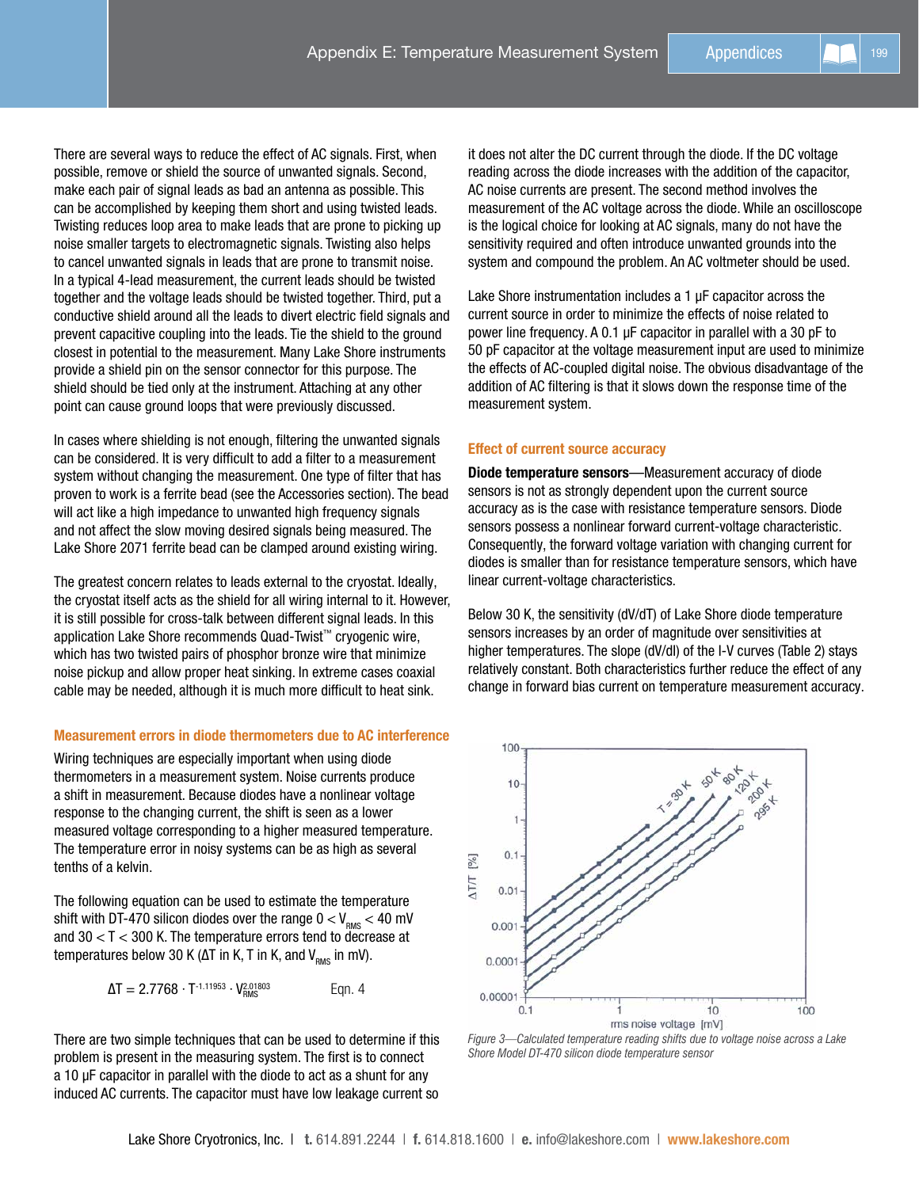There are several ways to reduce the effect of AC signals. First, when possible, remove or shield the source of unwanted signals. Second, make each pair of signal leads as bad an antenna as possible. This can be accomplished by keeping them short and using twisted leads. Twisting reduces loop area to make leads that are prone to picking up noise smaller targets to electromagnetic signals. Twisting also helps to cancel unwanted signals in leads that are prone to transmit noise. In a typical 4-lead measurement, the current leads should be twisted together and the voltage leads should be twisted together. Third, put a conductive shield around all the leads to divert electric field signals and prevent capacitive coupling into the leads. Tie the shield to the ground closest in potential to the measurement. Many Lake Shore instruments provide a shield pin on the sensor connector for this purpose. The shield should be tied only at the instrument. Attaching at any other point can cause ground loops that were previously discussed.

In cases where shielding is not enough, filtering the unwanted signals can be considered. It is very difficult to add a filter to a measurement system without changing the measurement. One type of filter that has proven to work is a ferrite bead (see the Accessories section). The bead will act like a high impedance to unwanted high frequency signals and not affect the slow moving desired signals being measured. The Lake Shore 2071 ferrite bead can be clamped around existing wiring.

The greatest concern relates to leads external to the cryostat. Ideally, the cryostat itself acts as the shield for all wiring internal to it. However, it is still possible for cross-talk between different signal leads. In this application Lake Shore recommends Quad-Twist™ cryogenic wire, which has two twisted pairs of phosphor bronze wire that minimize noise pickup and allow proper heat sinking. In extreme cases coaxial cable may be needed, although it is much more difficult to heat sink.

### Measurement errors in diode thermometers due to AC interference

Wiring techniques are especially important when using diode thermometers in a measurement system. Noise currents produce a shift in measurement. Because diodes have a nonlinear voltage response to the changing current, the shift is seen as a lower measured voltage corresponding to a higher measured temperature. The temperature error in noisy systems can be as high as several tenths of a kelvin.

The following equation can be used to estimate the temperature shift with DT-470 silicon diodes over the range $0 < V_{RMS} < 40$ mV and $30 < T < 300$ K. The temperature errors tend to decrease at temperatures below 30 K ($\Delta T$ in K, T in K, and $V_{RMS}$ in mV).

$$\Delta T = 2.7768 \cdot T^{-1.11953} \cdot V_{RMS}^{2.01803} \qquad \text{Eqn. 4}$$

There are two simple techniques that can be used to determine if this problem is present in the measuring system. The first is to connect a 10 µF capacitor in parallel with the diode to act as a shunt for any induced AC currents. The capacitor must have low leakage current so it does not alter the DC current through the diode. If the DC voltage reading across the diode increases with the addition of the capacitor, AC noise currents are present. The second method involves the measurement of the AC voltage across the diode. While an oscilloscope is the logical choice for looking at AC signals, many do not have the sensitivity required and often introduce unwanted grounds into the system and compound the problem. An AC voltmeter should be used.

Lake Shore instrumentation includes a 1 µF capacitor across the current source in order to minimize the effects of noise related to power line frequency. A 0.1 µF capacitor in parallel with a 30 pF to 50 pF capacitor at the voltage measurement input are used to minimize the effects of AC-coupled digital noise. The obvious disadvantage of the addition of AC filtering is that it slows down the response time of the measurement system.

### Effect of current source accuracy

**Diode temperature sensors**—Measurement accuracy of diode sensors is not as strongly dependent upon the current source accuracy as is the case with resistance temperature sensors. Diode sensors possess a nonlinear forward current-voltage characteristic. Consequently, the forward voltage variation with changing current for diodes is smaller than for resistance temperature sensors, which have linear current-voltage characteristics.

Below 30 K, the sensitivity (dV/dT) of Lake Shore diode temperature sensors increases by an order of magnitude over sensitivities at higher temperatures. The slope (dV/dI) of the I-V curves (Table 2) stays relatively constant. Both characteristics further reduce the effect of any change in forward bias current on temperature measurement accuracy.

*Figure 3—Calculated temperature reading shifts due to voltage noise across a Lake Shore Model DT-470 silicon diode temperature sensor*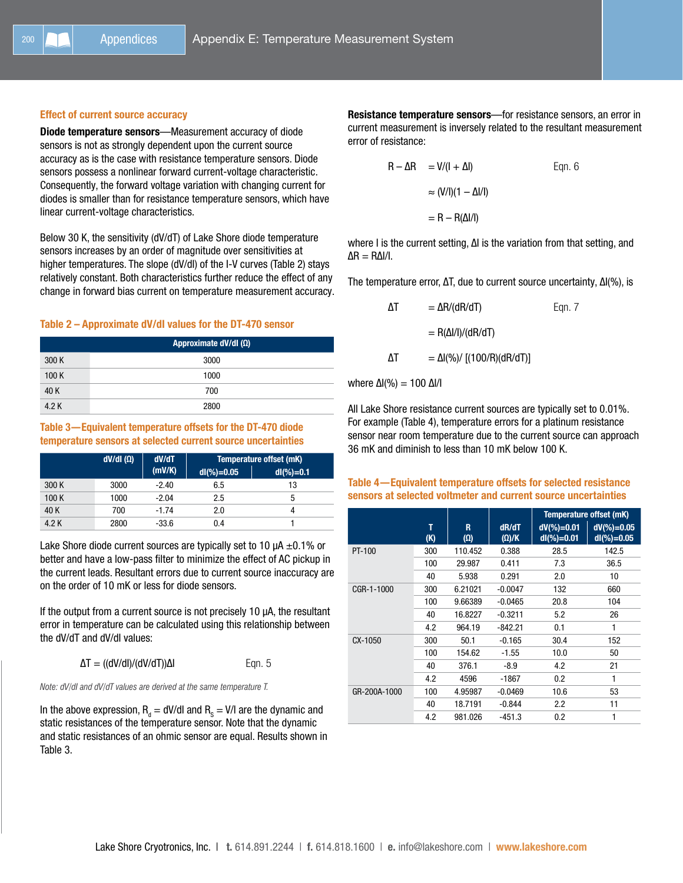## Effect of current source accuracy

**Diode temperature sensors**—Measurement accuracy of diode sensors is not as strongly dependent upon the current source accuracy as is the case with resistance temperature sensors. Diode sensors possess a nonlinear forward current-voltage characteristic. Consequently, the forward voltage variation with changing current for diodes is smaller than for resistance temperature sensors, which have linear current-voltage characteristics.

Below 30 K, the sensitivity (dV/dT) of Lake Shore diode temperature sensors increases by an order of magnitude over sensitivities at higher temperatures. The slope (dV/dI) of the I-V curves (Table 2) stays relatively constant. Both characteristics further reduce the effect of any change in forward bias current on temperature measurement accuracy.

### Table 2 – Approximate dV/dI values for the DT-470 sensor

| | Approximate dV/dI (Ω) |
|---|---|
| 300 K | 3000 |
| 100 K | 1000 |
| 40 K | 700 |
| 4.2 K | 2800 |

### Table 3—Equivalent temperature offsets for the DT-470 diode temperature sensors at selected current source uncertainties

| | dV/dI (Ω) | dV/dT (mV/K) | Temperature offset (mK) | |
|---|---|---|---|---|
| | | | dI(%)=0.05 | dI(%)=0.1 |
| 300 K | 3000 | -2.40 | 6.5 | 13 |
| 100 K | 1000 | -2.04 | 2.5 | 5 |
| 40 K | 700 | -1.74 | 2.0 | 4 |
| 4.2 K | 2800 | -33.6 | 0.4 | 1 |

Lake Shore diode current sources are typically set to 10 µA ±0.1% or better and have a low-pass filter to minimize the effect of AC pickup in the current leads. Resultant errors due to current source inaccuracy are on the order of 10 mK or less for diode sensors.

If the output from a current source is not precisely 10 µA, the resultant error in temperature can be calculated using this relationship between the dV/dT and dV/dI values:

$$\Delta T = ((dV/dI)/(dV/dT))\Delta I \qquad \text{Eqn. 5}$$

*Note: dV/dI and dV/dT values are derived at the same temperature T.*

In the above expression, $R_d$ = dV/dI and $R_s$ = V/I are the dynamic and static resistances of the temperature sensor. Note that the dynamic and static resistances of an ohmic sensor are equal. Results shown in Table 3.

**Resistance temperature sensors**—for resistance sensors, an error in current measurement is inversely related to the resultant measurement error of resistance:

$$
\begin{aligned}
R - \Delta R &= V/(I + \Delta I) && \text{Eqn. 6}\\
&\approx (V/I)(1 - \Delta I/I)\\
&= R - R(\Delta I/I)
\end{aligned}
$$

where I is the current setting, ΔI is the variation from that setting, and $\Delta R = R\Delta I/I$.

The temperature error, ΔT, due to current source uncertainty, ΔI(%), is

$$
\begin{aligned}
\Delta T &= \Delta R/(dR/dT) && \text{Eqn. 7}\\
&= R(\Delta I/I)/(dR/dT)\\
\Delta T &= \Delta I(\%)/\,[(100/R)(dR/dT)]
\end{aligned}
$$

where $\Delta I(\%) = 100\ \Delta I/I$

All Lake Shore resistance current sources are typically set to 0.01%. For example (Table 4), temperature errors for a platinum resistance sensor near room temperature due to the current source can approach 36 mK and diminish to less than 10 mK below 100 K.

### Table 4—Equivalent temperature offsets for selected resistance sensors at selected voltmeter and current source uncertainties

| | T (K) | R (Ω) | dR/dT (Ω)/K | Temperature offset (mK) | |
|---|---|---|---|---|---|
| | | | | dV(%)=0.01 dI(%)=0.01 | dV(%)=0.05 dI(%)=0.05 |
| PT-100 | 300 | 110.452 | 0.388 | 28.5 | 142.5 |
| | 100 | 29.987 | 0.411 | 7.3 | 36.5 |
| | 40 | 5.938 | 0.291 | 2.0 | 10 |
| CGR-1-1000 | 300 | 6.21021 | -0.0047 | 132 | 660 |
| | 100 | 9.66389 | -0.0465 | 20.8 | 104 |
| | 40 | 16.8227 | -0.3211 | 5.2 | 26 |
| | 4.2 | 964.19 | -842.21 | 0.1 | 1 |
| CX-1050 | 300 | 50.1 | -0.165 | 30.4 | 152 |
| | 100 | 154.62 | -1.55 | 10.0 | 50 |
| | 40 | 376.1 | -8.9 | 4.2 | 21 |
| | 4.2 | 4596 | -1867 | 0.2 | 1 |
| GR-200A-1000 | 100 | 4.95987 | -0.0469 | 10.6 | 53 |
| | 40 | 18.7191 | -0.844 | 2.2 | 11 |
| | 4.2 | 981.026 | -451.3 | 0.2 | 1 |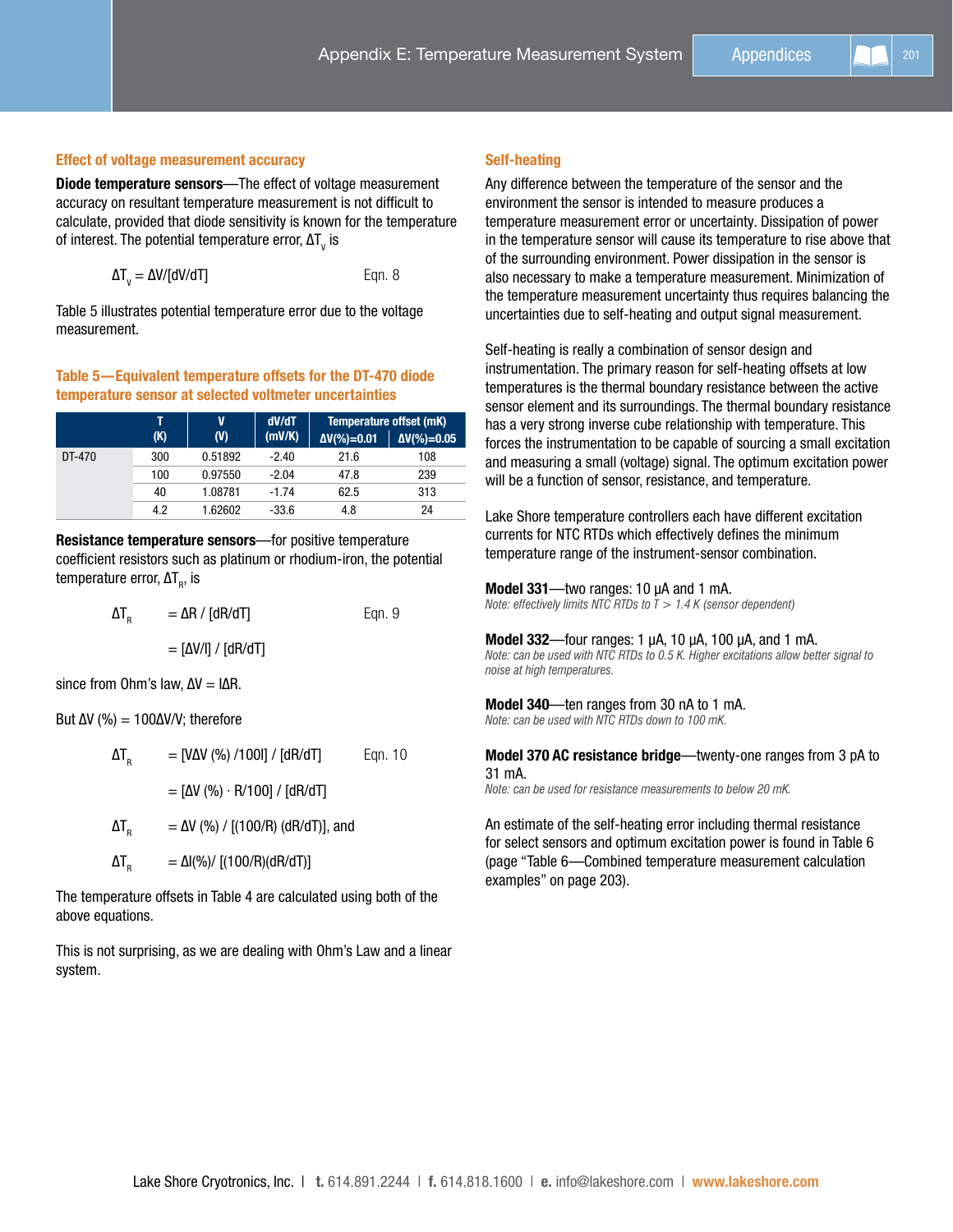## Effect of voltage measurement accuracy

**Diode temperature sensors**—The effect of voltage measurement accuracy on resultant temperature measurement is not difficult to calculate, provided that diode sensitivity is known for the temperature of interest. The potential temperature error, $\Delta T_v$ is

$$\Delta T_v = \Delta V/[dV/dT] \qquad \text{Eqn. 8}$$

Table 5 illustrates potential temperature error due to the voltage measurement.

**Table 5—Equivalent temperature offsets for the DT-470 diode temperature sensor at selected voltmeter uncertainties**

| | T (K) | V (V) | dV/dT (mV/K) | Temperature offset (mK) | |
|---|---|---|---|---|---|
| | | | | ΔV(%)=0.01 | ΔV(%)=0.05 |
| DT-470 | 300 | 0.51892 | -2.40 | 21.6 | 108 |
| | 100 | 0.97550 | -2.04 | 47.8 | 239 |
| | 40 | 1.08781 | -1.74 | 62.5 | 313 |
| | 4.2 | 1.62602 | -33.6 | 4.8 | 24 |

**Resistance temperature sensors**—for positive temperature coefficient resistors such as platinum or rhodium-iron, the potential temperature error, $\Delta T_R$, is

$$\Delta T_R = \Delta R / [dR/dT] \qquad \text{Eqn. 9}$$

$$= [\Delta V/I] / [dR/dT]$$

since from Ohm's law, $\Delta V = I\Delta R$.

But $\Delta V$ (%) = $100\Delta V/V$; therefore

$$\Delta T_R = [V\Delta V\ (\%)\ /100I] / [dR/dT] \qquad \text{Eqn. 10}$$

$$= [\Delta V\ (\%) \cdot R/100] / [dR/dT]$$

$$\Delta T_R = \Delta V\ (\%) / [(100/R)\ (dR/dT)], \text{ and}$$

$$\Delta T_R = \Delta I(\%) / [(100/R)(dR/dT)]$$

The temperature offsets in Table 4 are calculated using both of the above equations.

This is not surprising, as we are dealing with Ohm's Law and a linear system.

## Self-heating

Any difference between the temperature of the sensor and the environment the sensor is intended to measure produces a temperature measurement error or uncertainty. Dissipation of power in the temperature sensor will cause its temperature to rise above that of the surrounding environment. Power dissipation in the sensor is also necessary to make a temperature measurement. Minimization of the temperature measurement uncertainty thus requires balancing the uncertainties due to self-heating and output signal measurement.

Self-heating is really a combination of sensor design and instrumentation. The primary reason for self-heating offsets at low temperatures is the thermal boundary resistance between the active sensor element and its surroundings. The thermal boundary resistance has a very strong inverse cube relationship with temperature. This forces the instrumentation to be capable of sourcing a small excitation and measuring a small (voltage) signal. The optimum excitation power will be a function of sensor, resistance, and temperature.

Lake Shore temperature controllers each have different excitation currents for NTC RTDs which effectively defines the minimum temperature range of the instrument-sensor combination.

**Model 331**—two ranges: 10 µA and 1 mA.
*Note: effectively limits NTC RTDs to T > 1.4 K (sensor dependent)*

**Model 332**—four ranges: 1 µA, 10 µA, 100 µA, and 1 mA.
*Note: can be used with NTC RTDs to 0.5 K. Higher excitations allow better signal to noise at high temperatures.*

**Model 340**—ten ranges from 30 nA to 1 mA.
*Note: can be used with NTC RTDs down to 100 mK.*

**Model 370 AC resistance bridge**—twenty-one ranges from 3 pA to 31 mA.
*Note: can be used for resistance measurements to below 20 mK.*

An estimate of the self-heating error including thermal resistance for select sensors and optimum excitation power is found in Table 6 (page "Table 6—Combined temperature measurement calculation examples" on page 203).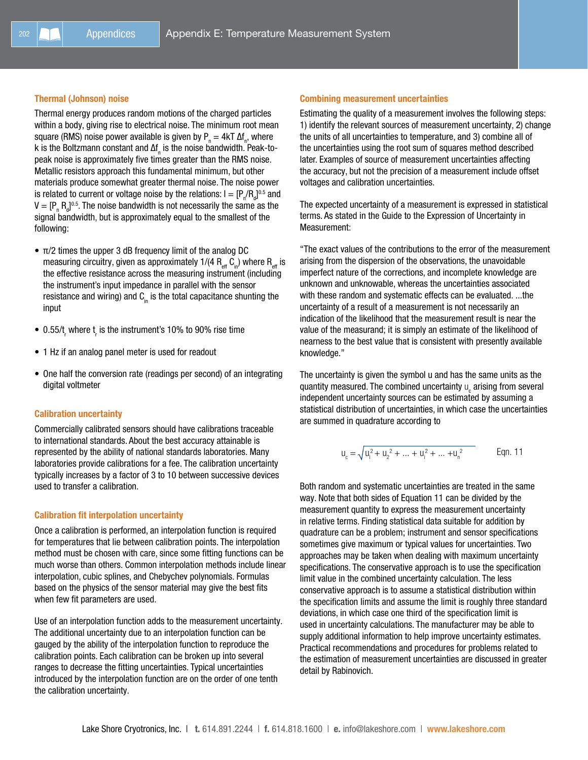### Thermal (Johnson) noise

Thermal energy produces random motions of the charged particles within a body, giving rise to electrical noise. The minimum root mean square (RMS) noise power available is given by $P_n = 4kT\,\Delta f_n$, where k is the Boltzmann constant and $\Delta f_n$ is the noise bandwidth. Peak-to-peak noise is approximately five times greater than the RMS noise. Metallic resistors approach this fundamental minimum, but other materials produce somewhat greater thermal noise. The noise power is related to current or voltage noise by the relations: $I = [P_n/R_d]^{0.5}$ and $V = [P_n R_d]^{0.5}$. The noise bandwidth is not necessarily the same as the signal bandwidth, but is approximately equal to the smallest of the following:

- π/2 times the upper 3 dB frequency limit of the analog DC measuring circuitry, given as approximately $1/(4 R_{eff} C_{in})$ where $R_{eff}$ is the effective resistance across the measuring instrument (including the instrument's input impedance in parallel with the sensor resistance and wiring) and $C_{in}$ is the total capacitance shunting the input
- $0.55/t_r$ where $t_r$ is the instrument's 10% to 90% rise time
- 1 Hz if an analog panel meter is used for readout
- One half the conversion rate (readings per second) of an integrating digital voltmeter

### Calibration uncertainty

Commercially calibrated sensors should have calibrations traceable to international standards. About the best accuracy attainable is represented by the ability of national standards laboratories. Many laboratories provide calibrations for a fee. The calibration uncertainty typically increases by a factor of 3 to 10 between successive devices used to transfer a calibration.

### Calibration fit interpolation uncertainty

Once a calibration is performed, an interpolation function is required for temperatures that lie between calibration points. The interpolation method must be chosen with care, since some fitting functions can be much worse than others. Common interpolation methods include linear interpolation, cubic splines, and Chebychev polynomials. Formulas based on the physics of the sensor material may give the best fits when few fit parameters are used.

Use of an interpolation function adds to the measurement uncertainty. The additional uncertainty due to an interpolation function can be gauged by the ability of the interpolation function to reproduce the calibration points. Each calibration can be broken up into several ranges to decrease the fitting uncertainties. Typical uncertainties introduced by the interpolation function are on the order of one tenth the calibration uncertainty.

### Combining measurement uncertainties

Estimating the quality of a measurement involves the following steps: 1) identify the relevant sources of measurement uncertainty, 2) change the units of all uncertainties to temperature, and 3) combine all of the uncertainties using the root sum of squares method described later. Examples of source of measurement uncertainties affecting the accuracy, but not the precision of a measurement include offset voltages and calibration uncertainties.

The expected uncertainty of a measurement is expressed in statistical terms. As stated in the Guide to the Expression of Uncertainty in Measurement:

"The exact values of the contributions to the error of the measurement arising from the dispersion of the observations, the unavoidable imperfect nature of the corrections, and incomplete knowledge are unknown and unknowable, whereas the uncertainties associated with these random and systematic effects can be evaluated. ...the uncertainty of a result of a measurement is not necessarily an indication of the likelihood that the measurement result is near the value of the measurand; it is simply an estimate of the likelihood of nearness to the best value that is consistent with presently available knowledge."

The uncertainty is given the symbol u and has the same units as the quantity measured. The combined uncertainty $u_c$ arising from several independent uncertainty sources can be estimated by assuming a statistical distribution of uncertainties, in which case the uncertainties are summed in quadrature according to

$$u_c = \sqrt{u_1^2 + u_2^2 + \ldots + u_i^2 + \ldots + u_n^2} \qquad \text{Eqn. 11}$$

Both random and systematic uncertainties are treated in the same way. Note that both sides of Equation 11 can be divided by the measurement quantity to express the measurement uncertainty in relative terms. Finding statistical data suitable for addition by quadrature can be a problem; instrument and sensor specifications sometimes give maximum or typical values for uncertainties. Two approaches may be taken when dealing with maximum uncertainty specifications. The conservative approach is to use the specification limit value in the combined uncertainty calculation. The less conservative approach is to assume a statistical distribution within the specification limits and assume the limit is roughly three standard deviations, in which case one third of the specification limit is used in uncertainty calculations. The manufacturer may be able to supply additional information to help improve uncertainty estimates. Practical recommendations and procedures for problems related to the estimation of measurement uncertainties are discussed in greater detail by Rabinovich.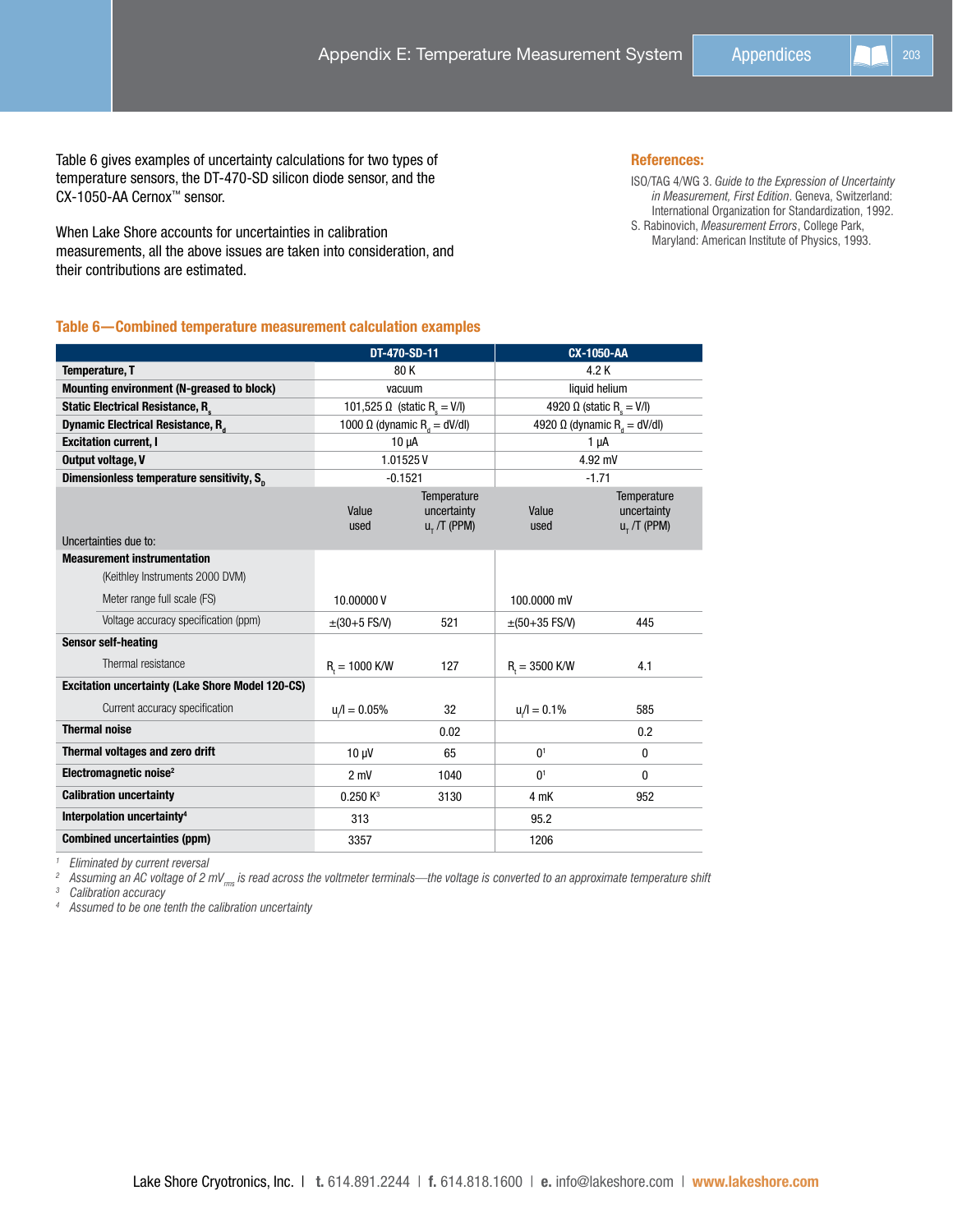Table 6 gives examples of uncertainty calculations for two types of temperature sensors, the DT-470-SD silicon diode sensor, and the CX-1050-AA Cernox™ sensor.

When Lake Shore accounts for uncertainties in calibration measurements, all the above issues are taken into consideration, and their contributions are estimated.

**References:**

ISO/TAG 4/WG 3. *Guide to the Expression of Uncertainty in Measurement, First Edition*. Geneva, Switzerland: International Organization for Standardization, 1992.

S. Rabinovich, *Measurement Errors*, College Park, Maryland: American Institute of Physics, 1993.

### Table 6—Combined temperature measurement calculation examples

| | DT-470-SD-11 | | CX-1050-AA | |
|---|---|---|---|---|
| **Temperature, T** | 80 K | | 4.2 K | |
| **Mounting environment (N-greased to block)** | vacuum | | liquid helium | |
| **Static Electrical Resistance, $R_s$** | 101,525 Ω (static $R_s = V/I$) | | 4920 Ω (static $R_s = V/I$) | |
| **Dynamic Electrical Resistance, $R_d$** | 1000 Ω (dynamic $R_d = dV/dI$) | | 4920 Ω (dynamic $R_d = dV/dI$) | |
| **Excitation current, I** | 10 µA | | 1 µA | |
| **Output voltage, V** | 1.01525 V | | 4.92 mV | |
| **Dimensionless temperature sensitivity, $S_D$** | -0.1521 | | -1.71 | |
| Uncertainties due to: | Value used | Temperature uncertainty $u_T/T$ (PPM) | Value used | Temperature uncertainty $u_T/T$ (PPM) |
| **Measurement instrumentation** | | | | |
| (Keithley Instruments 2000 DVM) | | | | |
| Meter range full scale (FS) | 10.00000 V | | 100.0000 mV | |
| Voltage accuracy specification (ppm) | ±(30+5 FS/V) | 521 | ±(50+35 FS/V) | 445 |
| **Sensor self-heating** | | | | |
| Thermal resistance | $R_t$ = 1000 K/W | 127 | $R_t$ = 3500 K/W | 4.1 |
| **Excitation uncertainty (Lake Shore Model 120-CS)** | | | | |
| Current accuracy specification | $u_I/I$ = 0.05% | 32 | $u_I/I$ = 0.1% | 585 |
| **Thermal noise** | | 0.02 | | 0.2 |
| **Thermal voltages and zero drift** | 10 µV | 65 | 0[1] | 0 |
| **Electromagnetic noise[2]** | 2 mV | 1040 | 0[1] | 0 |
| **Calibration uncertainty** | 0.250 K[3] | 3130 | 4 mK | 952 |
| **Interpolation uncertainty[4]** | 313 | | 95.2 | |
| **Combined uncertainties (ppm)** | 3357 | | 1206 | |

[1] *Eliminated by current reversal*

[2] *Assuming an AC voltage of 2 $mV_{rms}$ is read across the voltmeter terminals—the voltage is converted to an approximate temperature shift*

[3] *Calibration accuracy*

[4] *Assumed to be one tenth the calibration uncertainty*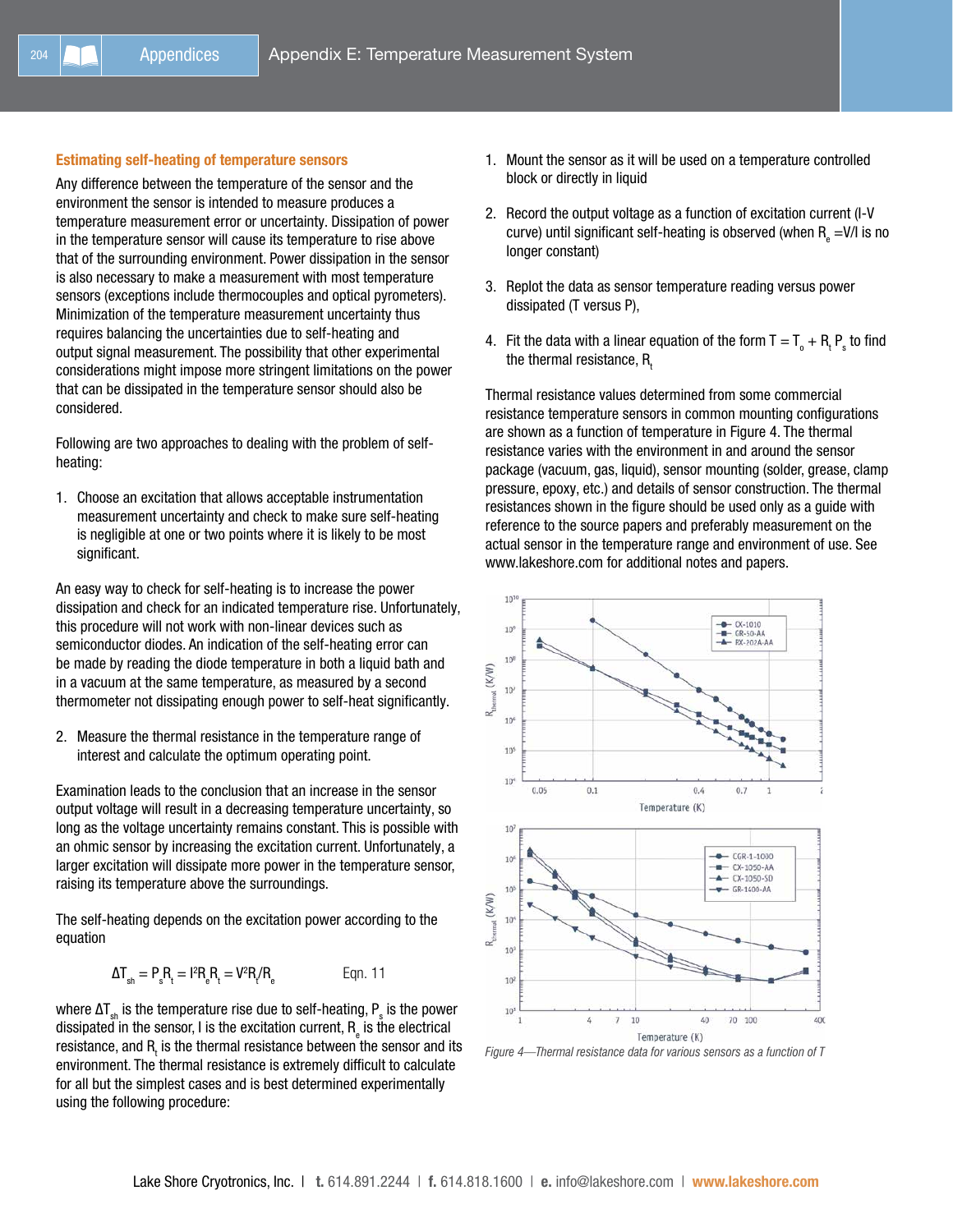## Estimating self-heating of temperature sensors

Any difference between the temperature of the sensor and the environment the sensor is intended to measure produces a temperature measurement error or uncertainty. Dissipation of power in the temperature sensor will cause its temperature to rise above that of the surrounding environment. Power dissipation in the sensor is also necessary to make a measurement with most temperature sensors (exceptions include thermocouples and optical pyrometers). Minimization of the temperature measurement uncertainty thus requires balancing the uncertainties due to self-heating and output signal measurement. The possibility that other experimental considerations might impose more stringent limitations on the power that can be dissipated in the temperature sensor should also be considered.

Following are two approaches to dealing with the problem of self-heating:

1. Choose an excitation that allows acceptable instrumentation measurement uncertainty and check to make sure self-heating is negligible at one or two points where it is likely to be most significant.

An easy way to check for self-heating is to increase the power dissipation and check for an indicated temperature rise. Unfortunately, this procedure will not work with non-linear devices such as semiconductor diodes. An indication of the self-heating error can be made by reading the diode temperature in both a liquid bath and in a vacuum at the same temperature, as measured by a second thermometer not dissipating enough power to self-heat significantly.

2. Measure the thermal resistance in the temperature range of interest and calculate the optimum operating point.

Examination leads to the conclusion that an increase in the sensor output voltage will result in a decreasing temperature uncertainty, so long as the voltage uncertainty remains constant. This is possible with an ohmic sensor by increasing the excitation current. Unfortunately, a larger excitation will dissipate more power in the temperature sensor, raising its temperature above the surroundings.

The self-heating depends on the excitation power according to the equation

$$\Delta T_{sh} = P_s R_t = I^2 R_e R_t = V^2 R_t / R_e \qquad \text{Eqn. 11}$$

where $\Delta T_{sh}$ is the temperature rise due to self-heating, $P_s$ is the power dissipated in the sensor, $I$ is the excitation current, $R_e$ is the electrical resistance, and $R_t$ is the thermal resistance between the sensor and its environment. The thermal resistance is extremely difficult to calculate for all but the simplest cases and is best determined experimentally using the following procedure:

1. Mount the sensor as it will be used on a temperature controlled block or directly in liquid
2. Record the output voltage as a function of excitation current (I-V curve) until significant self-heating is observed (when $R_e = V/I$ is no longer constant)
3. Replot the data as sensor temperature reading versus power dissipated (T versus P),
4. Fit the data with a linear equation of the form $T = T_o + R_t P_s$ to find the thermal resistance, $R_t$

Thermal resistance values determined from some commercial resistance temperature sensors in common mounting configurations are shown as a function of temperature in Figure 4. The thermal resistance varies with the environment in and around the sensor package (vacuum, gas, liquid), sensor mounting (solder, grease, clamp pressure, epoxy, etc.) and details of sensor construction. The thermal resistances shown in the figure should be used only as a guide with reference to the source papers and preferably measurement on the actual sensor in the temperature range and environment of use. See www.lakeshore.com for additional notes and papers.

CX-1010
GR-50-AA
RX-202A-AA
$R_{thermal}$ (K/W)
$10^{10}$ $10^{9}$ $10^{8}$ $10^{7}$ $10^{6}$ $10^{5}$ $10^{4}$
0.05 0.1 0.4 0.7 1 2
Temperature (K)

CGR-1-1000
CX-1050-AA
CX-1050-SD
GR-1400-AA
$R_{thermal}$ (K/W)
$10^{7}$ $10^{6}$ $10^{5}$ $10^{4}$ $10^{3}$ $10^{2}$ $10^{1}$
1 4 7 10 40 70 100 400
Temperature (K)

*Figure 4—Thermal resistance data for various sensors as a function of T*